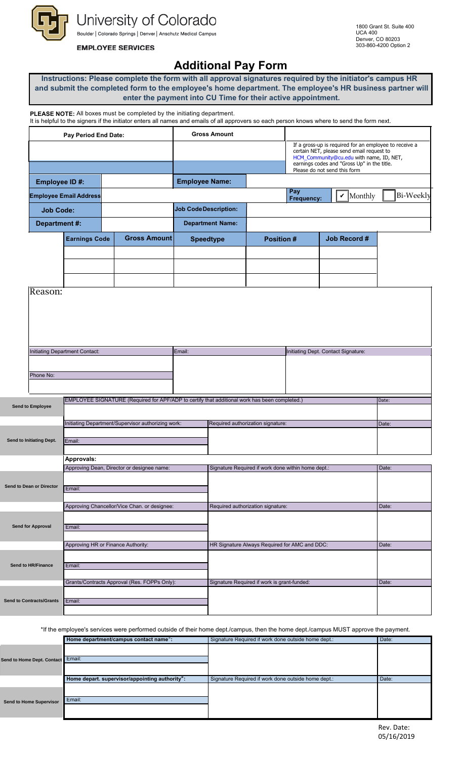University of Colorado
Boulder | Colorado Springs | Denver | Anschutz Medical Campus

**EMPLOYEE SERVICES**

1800 Grant St. Suite 400
UCA 400
Denver, CO 80203
303-860-4200 Option 2

# Additional Pay Form

**Instructions: Please complete the form with all approval signatures required by the initiator's campus HR and submit the completed form to the employee's home department. The employee's HR business partner will enter the payment into CU Time for their active appointment.**

**PLEASE NOTE:** All boxes must be completed by the initiating department.
It is helpful to the signers if the initiator enters all names and emails of all approvers so each person knows where to send the form next.

| Pay Period End Date: | Gross Amount | |
|---|---|---|
| | | If a gross-up is required for an employee to receive a certain NET, please send email request to HCM_Community@cu.edu with name, ID, NET, earnings codes and "Gross Up" in the title. Please do not send this form |

| Employee ID #: | | Employee Name: | | | |
|---|---|---|---|---|---|
| Employee Email Address | | | Pay Frequency: | ☑ Monthly | ☐ Bi-Weekly |
| Job Code: | | Job Code Description: | | | |
| Department #: | | Department Name: | | | |

| Earnings Code | Gross Amount | Speedtype | Position # | Job Record # |
|---|---|---|---|---|
| | | | | |
| | | | | |
| | | | | |

Reason:

| Initiating Department Contact: | Email: | Initiating Dept. Contact Signature: |
|---|---|---|
| Phone No: | | |

| | | | |
|---|---|---|---|
| **Send to Employee** | EMPLOYEE SIGNATURE (Required for APF/ADP to certify that additional work has been completed.) | | Date: |
| **Send to Initiating Dept.** | Initiating Department/Supervisor authorizing work: Email: | Required authorization signature: | Date: |
| | **Approvals:** | | |
| **Send to Dean or Director** | Approving Dean, Director or designee name: Email: | Signature Required if work done within home dept.: | Date: |
| **Send for Approval** | Approving Chancellor/Vice Chan. or designee: Email: | Required authorization signature: | Date: |
| **Send to HR/Finance** | Approving HR or Finance Authority: Email: | HR Signature Always Required for AMC and DDC: | Date: |
| **Send to Contracts/Grants** | Grants/Contracts Approval (Res. FOPPs Only): Email: | Signature Required if work is grant-funded: | Date: |

*If the employee's services were performed outside of their home dept./campus, then the home dept./campus MUST approve the payment.

| | | | |
|---|---|---|---|
| **Send to Home Dept. Contact** | **Home department/campus contact name*:** Email: | Signature Required if work done outside home dept.: | Date: |
| **Send to Home Supervisor** | **Home depart. supervisor/appointing authority*:** Email: | Signature Required if work done outside home dept.: | Date: |

Rev. Date: 05/16/2019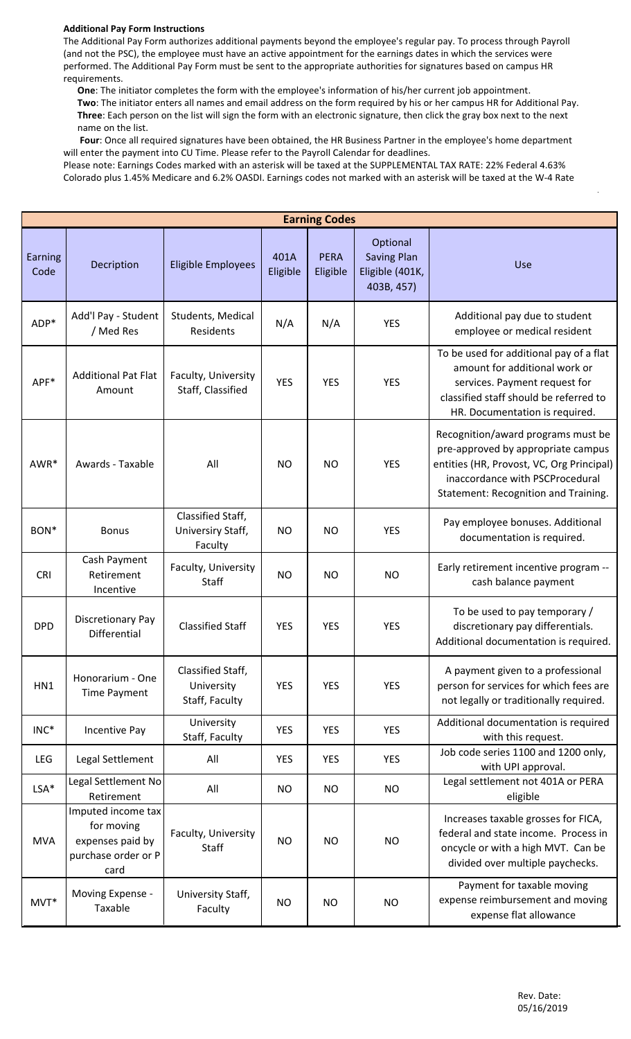**Additional Pay Form Instructions**

The Additional Pay Form authorizes additional payments beyond the employee's regular pay. To process through Payroll (and not the PSC), the employee must have an active appointment for the earnings dates in which the services were performed. The Additional Pay Form must be sent to the appropriate authorities for signatures based on campus HR requirements.

**One**: The initiator completes the form with the employee's information of his/her current job appointment.
**Two**: The initiator enters all names and email address on the form required by his or her campus HR for Additional Pay.
**Three**: Each person on the list will sign the form with an electronic signature, then click the gray box next to the next name on the list.
**Four**: Once all required signatures have been obtained, the HR Business Partner in the employee's home department will enter the payment into CU Time. Please refer to the Payroll Calendar for deadlines.

Please note: Earnings Codes marked with an asterisk will be taxed at the SUPPLEMENTAL TAX RATE: 22% Federal 4.63% Colorado plus 1.45% Medicare and 6.2% OASDI. Earnings codes not marked with an asterisk will be taxed at the W-4 Rate

| **Earning Codes** | | | | | | |
|---|---|---|---|---|---|---|
| Earning Code | Decription | Eligible Employees | 401A Eligible | PERA Eligible | Optional Saving Plan Eligible (401K, 403B, 457) | Use |
| ADP* | Add'l Pay - Student / Med Res | Students, Medical Residents | N/A | N/A | YES | Additional pay due to student employee or medical resident |
| APF* | Additional Pat Flat Amount | Faculty, University Staff, Classified | YES | YES | YES | To be used for additional pay of a flat amount for additional work or services. Payment request for classified staff should be referred to HR. Documentation is required. |
| AWR* | Awards - Taxable | All | NO | NO | YES | Recognition/award programs must be pre-approved by appropriate campus entities (HR, Provost, VC, Org Principal) inaccordance with PSCProcedural Statement: Recognition and Training. |
| BON* | Bonus | Classified Staff, University Staff, Faculty | NO | NO | YES | Pay employee bonuses. Additional documentation is required. |
| CRI | Cash Payment Retirement Incentive | Faculty, University Staff | NO | NO | NO | Early retirement incentive program -- cash balance payment |
| DPD | Discretionary Pay Differential | Classified Staff | YES | YES | YES | To be used to pay temporary / discretionary pay differentials. Additional documentation is required. |
| HN1 | Honorarium - One Time Payment | Classified Staff, University Staff, Faculty | YES | YES | YES | A payment given to a professional person for services for which fees are not legally or traditionally required. |
| INC* | Incentive Pay | University Staff, Faculty | YES | YES | YES | Additional documentation is required with this request. |
| LEG | Legal Settlement | All | YES | YES | YES | Job code series 1100 and 1200 only, with UPI approval. |
| LSA* | Legal Settlement No Retirement | All | NO | NO | NO | Legal settlement not 401A or PERA eligible |
| MVA | Imputed income tax for moving expenses paid by purchase order or P card | Faculty, University Staff | NO | NO | NO | Increases taxable grosses for FICA, federal and state income. Process in oncycle or with a high MVT. Can be divided over multiple paychecks. |
| MVT* | Moving Expense - Taxable | University Staff, Faculty | NO | NO | NO | Payment for taxable moving expense reimbursement and moving expense flat allowance |

Rev. Date: 05/16/2019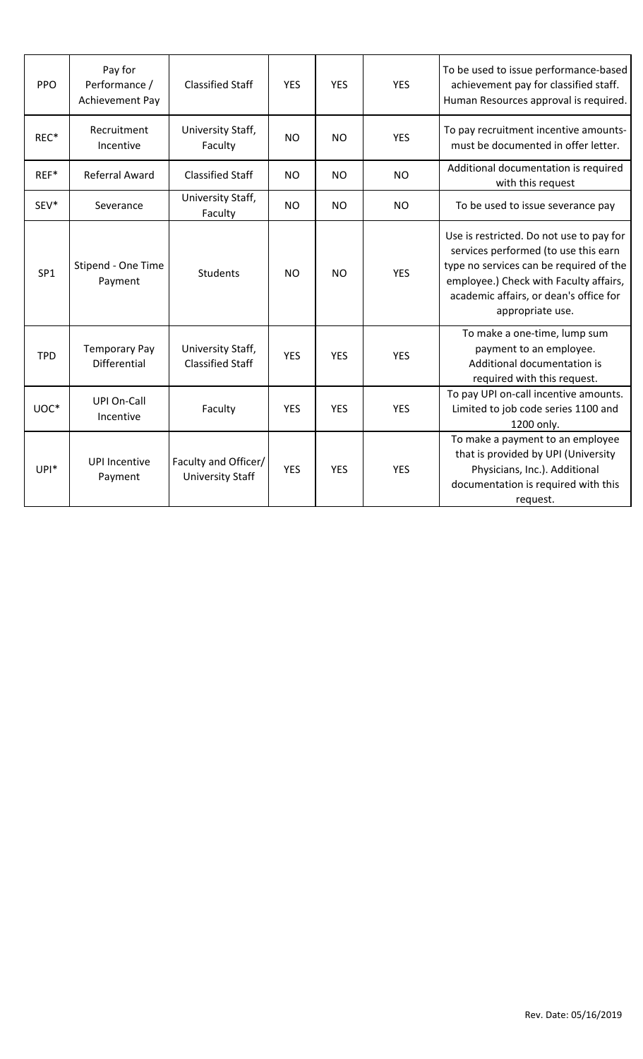| | | | | | | |
|---|---|---|---|---|---|---|
| PPO | Pay for Performance / Achievement Pay | Classified Staff | YES | YES | YES | To be used to issue performance-based achievement pay for classified staff. Human Resources approval is required. |
| REC* | Recruitment Incentive | University Staff, Faculty | NO | NO | YES | To pay recruitment incentive amounts- must be documented in offer letter. |
| REF* | Referral Award | Classified Staff | NO | NO | NO | Additional documentation is required with this request |
| SEV* | Severance | University Staff, Faculty | NO | NO | NO | To be used to issue severance pay |
| SP1 | Stipend - One Time Payment | Students | NO | NO | YES | Use is restricted. Do not use to pay for services performed (to use this earn type no services can be required of the employee.) Check with Faculty affairs, academic affairs, or dean's office for appropriate use. |
| TPD | Temporary Pay Differential | University Staff, Classified Staff | YES | YES | YES | To make a one-time, lump sum payment to an employee. Additional documentation is required with this request. |
| UOC* | UPI On-Call Incentive | Faculty | YES | YES | YES | To pay UPI on-call incentive amounts. Limited to job code series 1100 and 1200 only. |
| UPI* | UPI Incentive Payment | Faculty and Officer/ University Staff | YES | YES | YES | To make a payment to an employee that is provided by UPI (University Physicians, Inc.). Additional documentation is required with this request. |

Rev. Date: 05/16/2019